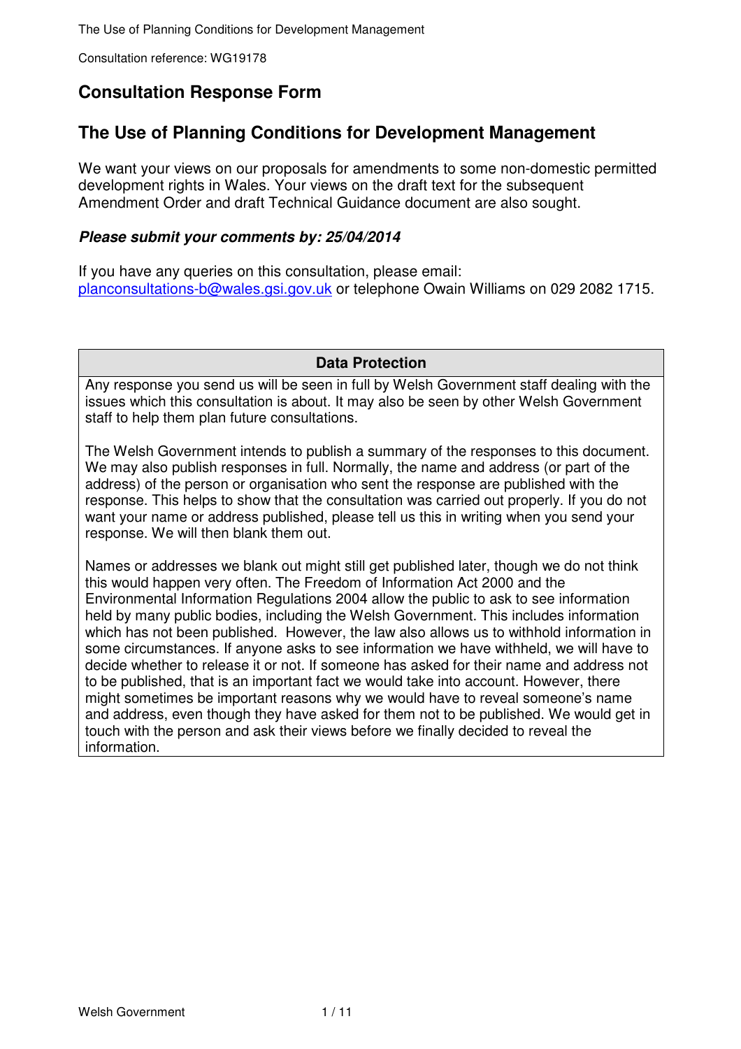## Consultation Response Form

## The Use of Planning Conditions for Development Management

We want your views on our proposals for amendments to some non-domestic permitted development rights in Wales. Your views on the draft text for the subsequent Amendment Order and draft Technical Guidance document are also sought.

***Please submit your comments by: 25/04/2014***

If you have any queries on this consultation, please email: planconsultations-b@wales.gsi.gov.uk or telephone Owain Williams on 029 2082 1715.

| Data Protection |
| --- |
| Any response you send us will be seen in full by Welsh Government staff dealing with the issues which this consultation is about. It may also be seen by other Welsh Government staff to help them plan future consultations.<br><br>The Welsh Government intends to publish a summary of the responses to this document. We may also publish responses in full. Normally, the name and address (or part of the address) of the person or organisation who sent the response are published with the response. This helps to show that the consultation was carried out properly. If you do not want your name or address published, please tell us this in writing when you send your response. We will then blank them out.<br><br>Names or addresses we blank out might still get published later, though we do not think this would happen very often. The Freedom of Information Act 2000 and the Environmental Information Regulations 2004 allow the public to ask to see information held by many public bodies, including the Welsh Government. This includes information which has not been published. However, the law also allows us to withhold information in some circumstances. If anyone asks to see information we have withheld, we will have to decide whether to release it or not. If someone has asked for their name and address not to be published, that is an important fact we would take into account. However, there might sometimes be important reasons why we would have to reveal someone's name and address, even though they have asked for them not to be published. We would get in touch with the person and ask their views before we finally decided to reveal the information. |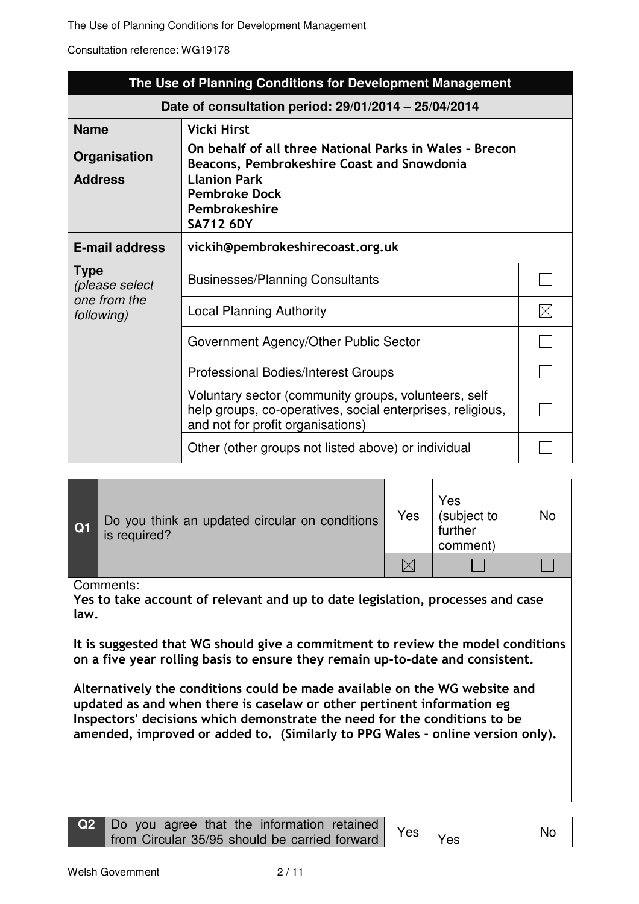| The Use of Planning Conditions for Development Management | | |
|---|---|---|
| **Date of consultation period: 29/01/2014 – 25/04/2014** | | |
| **Name** | **Vicki Hirst** | |
| **Organisation** | **On behalf of all three National Parks in Wales - Brecon Beacons, Pembrokeshire Coast and Snowdonia** | |
| **Address** | **Llanion Park<br>Pembroke Dock<br>Pembrokeshire<br>SA712 6DY** | |
| **E-mail address** | **vickih@pembrokeshirecoast.org.uk** | |
| **Type** *(please select one from the following)* | Businesses/Planning Consultants | ☐ |
| | Local Planning Authority | ☒ |
| | Government Agency/Other Public Sector | ☐ |
| | Professional Bodies/Interest Groups | ☐ |
| | Voluntary sector (community groups, volunteers, self help groups, co-operatives, social enterprises, religious, and not for profit organisations) | ☐ |
| | Other (other groups not listed above) or individual | ☐ |

| | | Yes | Yes (subject to further comment) | No |
|---|---|---|---|---|
| **Q1** | Do you think an updated circular on conditions is required? | ☒ | ☐ | ☐ |

Comments:

**Yes to take account of relevant and up to date legislation, processes and case law.**

**It is suggested that WG should give a commitment to review the model conditions on a five year rolling basis to ensure they remain up-to-date and consistent.**

**Alternatively the conditions could be made available on the WG website and updated as and when there is caselaw or other pertinent information eg Inspectors' decisions which demonstrate the need for the conditions to be amended, improved or added to. (Similarly to PPG Wales - online version only).**

| | | Yes | Yes | No |
|---|---|---|---|---|
| **Q2** | Do you agree that the information retained from Circular 35/95 should be carried forward | | | |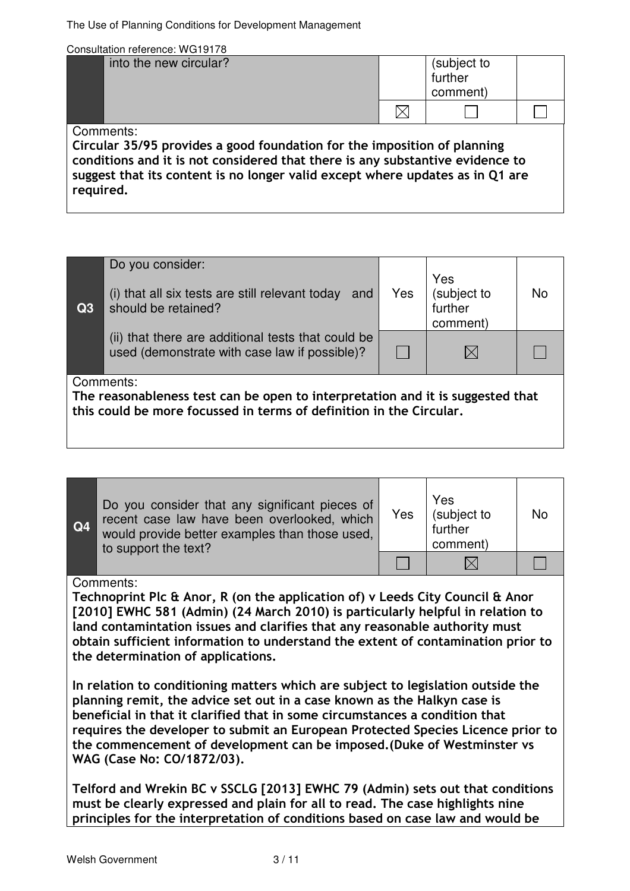| | into the new circular? | | (subject to further comment) | |
|---|---|---|---|---|
| | | ☒ | ☐ | ☐ |

Comments:
**Circular 35/95 provides a good foundation for the imposition of planning conditions and it is not considered that there is any substantive evidence to suggest that its content is no longer valid except where updates as in Q1 are required.**

| Q3 | Do you consider: (i) that all six tests are still relevant today and should be retained? (ii) that there are additional tests that could be used (demonstrate with case law if possible)? | Yes | Yes (subject to further comment) | No |
|---|---|---|---|---|
| | | ☐ | ☒ | ☐ |

Comments:
**The reasonableness test can be open to interpretation and it is suggested that this could be more focussed in terms of definition in the Circular.**

| Q4 | Do you consider that any significant pieces of recent case law have been overlooked, which would provide better examples than those used, to support the text? | Yes | Yes (subject to further comment) | No |
|---|---|---|---|---|
| | | ☐ | ☒ | ☐ |

Comments:
**Technoprint Plc & Anor, R (on the application of) v Leeds City Council & Anor [2010] EWHC 581 (Admin) (24 March 2010) is particularly helpful in relation to land contamintation issues and clarifies that any reasonable authority must obtain sufficient information to understand the extent of contamination prior to the determination of applications.**

**In relation to conditioning matters which are subject to legislation outside the planning remit, the advice set out in a case known as the Halkyn case is beneficial in that it clarified that in some circumstances a condition that requires the developer to submit an European Protected Species Licence prior to the commencement of development can be imposed.(Duke of Westminster vs WAG (Case No: CO/1872/03).**

**Telford and Wrekin BC v SSCLG [2013] EWHC 79 (Admin) sets out that conditions must be clearly expressed and plain for all to read. The case highlights nine principles for the interpretation of conditions based on case law and would be**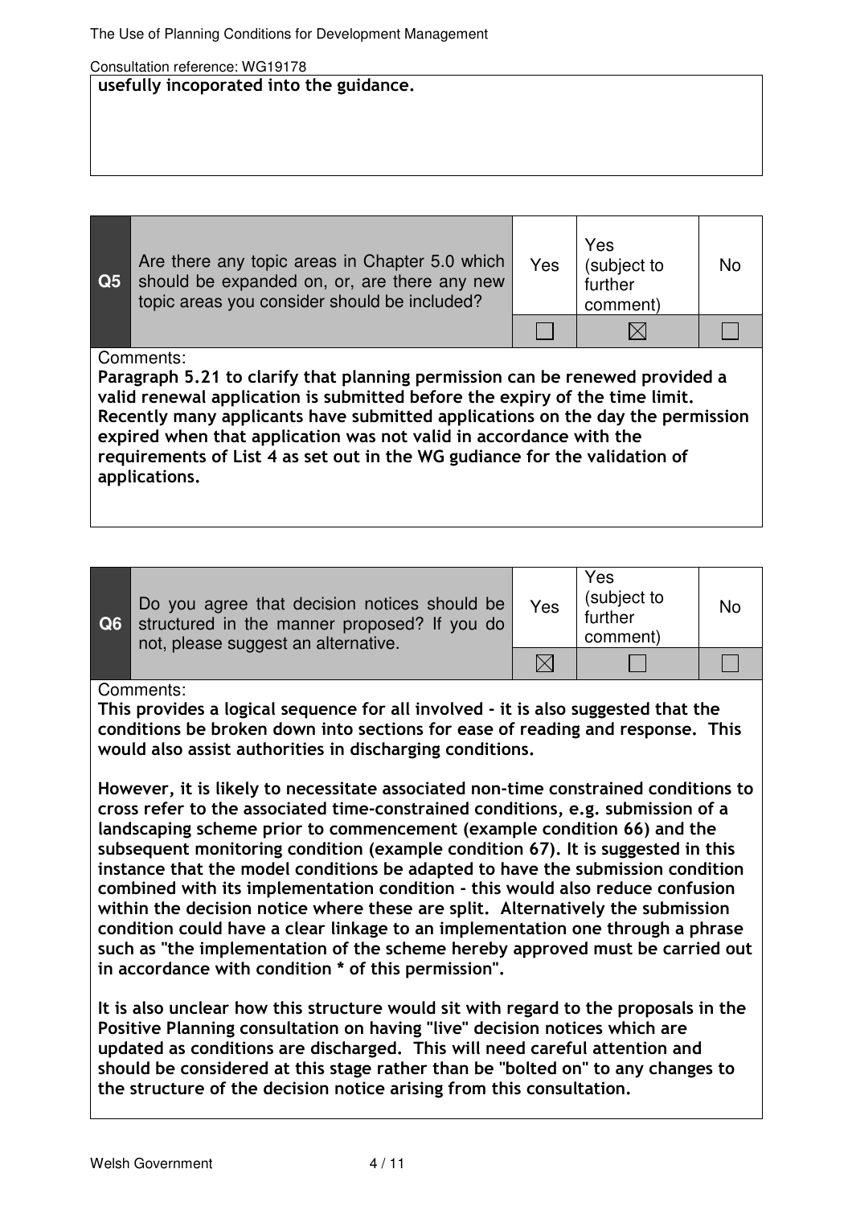**usefully incoporated into the guidance.**

| Q5 | Are there any topic areas in Chapter 5.0 which should be expanded on, or, are there any new topic areas you consider should be included? | Yes | Yes (subject to further comment) | No |
|---|---|---|---|---|
| | | ☐ | ☒ | ☐ |

Comments:

**Paragraph 5.21 to clarify that planning permission can be renewed provided a valid renewal application is submitted before the expiry of the time limit. Recently many applicants have submitted applications on the day the permission expired when that application was not valid in accordance with the requirements of List 4 as set out in the WG gudiance for the validation of applications.**

| Q6 | Do you agree that decision notices should be structured in the manner proposed? If you do not, please suggest an alternative. | Yes | Yes (subject to further comment) | No |
|---|---|---|---|---|
| | | ☒ | ☐ | ☐ |

Comments:

**This provides a logical sequence for all involved - it is also suggested that the conditions be broken down into sections for ease of reading and response. This would also assist authorities in discharging conditions.**

**However, it is likely to necessitate associated non-time constrained conditions to cross refer to the associated time-constrained conditions, e.g. submission of a landscaping scheme prior to commencement (example condition 66) and the subsequent monitoring condition (example condition 67). It is suggested in this instance that the model conditions be adapted to have the submission condition combined with its implementation condition - this would also reduce confusion within the decision notice where these are split. Alternatively the submission condition could have a clear linkage to an implementation one through a phrase such as "the implementation of the scheme hereby approved must be carried out in accordance with condition * of this permission".**

**It is also unclear how this structure would sit with regard to the proposals in the Positive Planning consultation on having "live" decision notices which are updated as conditions are discharged. This will need careful attention and should be considered at this stage rather than be "bolted on" to any changes to the structure of the decision notice arising from this consultation.**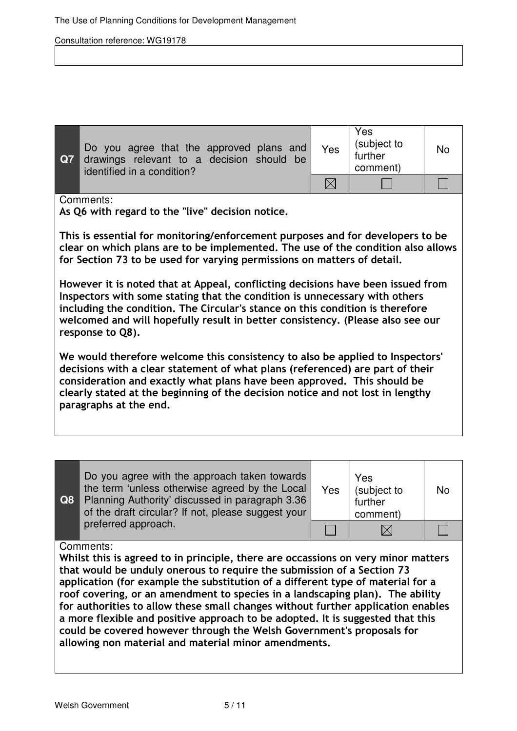| Q7 | Do you agree that the approved plans and drawings relevant to a decision should be identified in a condition? | Yes | Yes (subject to further comment) | No |
|---|---|---|---|---|
| | | ☒ | ☐ | ☐ |

Comments:

**As Q6 with regard to the "live" decision notice.**

**This is essential for monitoring/enforcement purposes and for developers to be clear on which plans are to be implemented. The use of the condition also allows for Section 73 to be used for varying permissions on matters of detail.**

**However it is noted that at Appeal, conflicting decisions have been issued from Inspectors with some stating that the condition is unnecessary with others including the condition. The Circular's stance on this condition is therefore welcomed and will hopefully result in better consistency. (Please also see our response to Q8).**

**We would therefore welcome this consistency to also be applied to Inspectors' decisions with a clear statement of what plans (referenced) are part of their consideration and exactly what plans have been approved. This should be clearly stated at the beginning of the decision notice and not lost in lengthy paragraphs at the end.**

| Q8 | Do you agree with the approach taken towards the term 'unless otherwise agreed by the Local Planning Authority' discussed in paragraph 3.36 of the draft circular? If not, please suggest your preferred approach. | Yes | Yes (subject to further comment) | No |
|---|---|---|---|---|
| | | ☐ | ☒ | ☐ |

Comments:

**Whilst this is agreed to in principle, there are occassions on very minor matters that would be unduly onerous to require the submission of a Section 73 application (for example the substitution of a different type of material for a roof covering, or an amendment to species in a landscaping plan). The ability for authorities to allow these small changes without further application enables a more flexible and positive approach to be adopted. It is suggested that this could be covered however through the Welsh Government's proposals for allowing non material and material minor amendments.**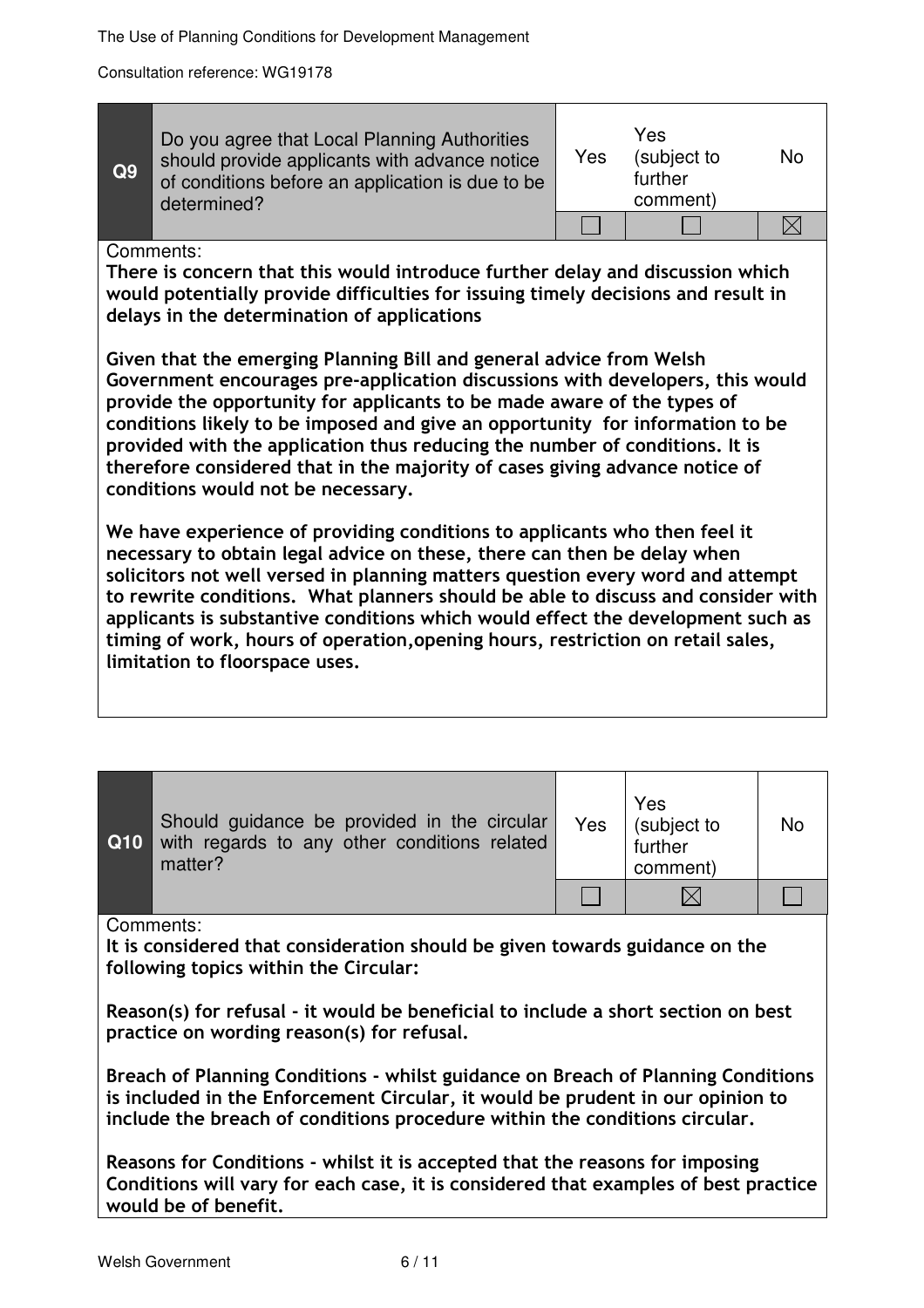| Q9 | Do you agree that Local Planning Authorities should provide applicants with advance notice of conditions before an application is due to be determined? | Yes | Yes (subject to further comment) | No |
|---|---|---|---|---|
| | | ☐ | ☐ | ☒ |

Comments:

**There is concern that this would introduce further delay and discussion which would potentially provide difficulties for issuing timely decisions and result in delays in the determination of applications**

**Given that the emerging Planning Bill and general advice from Welsh Government encourages pre-application discussions with developers, this would provide the opportunity for applicants to be made aware of the types of conditions likely to be imposed and give an opportunity for information to be provided with the application thus reducing the number of conditions. It is therefore considered that in the majority of cases giving advance notice of conditions would not be necessary.**

**We have experience of providing conditions to applicants who then feel it necessary to obtain legal advice on these, there can then be delay when solicitors not well versed in planning matters question every word and attempt to rewrite conditions. What planners should be able to discuss and consider with applicants is substantive conditions which would effect the development such as timing of work, hours of operation,opening hours, restriction on retail sales, limitation to floorspace uses.**

| Q10 | Should guidance be provided in the circular with regards to any other conditions related matter? | Yes | Yes (subject to further comment) | No |
|---|---|---|---|---|
| | | ☐ | ☒ | ☐ |

Comments:

**It is considered that consideration should be given towards guidance on the following topics within the Circular:**

**Reason(s) for refusal - it would be beneficial to include a short section on best practice on wording reason(s) for refusal.**

**Breach of Planning Conditions - whilst guidance on Breach of Planning Conditions is included in the Enforcement Circular, it would be prudent in our opinion to include the breach of conditions procedure within the conditions circular.**

**Reasons for Conditions - whilst it is accepted that the reasons for imposing Conditions will vary for each case, it is considered that examples of best practice would be of benefit.**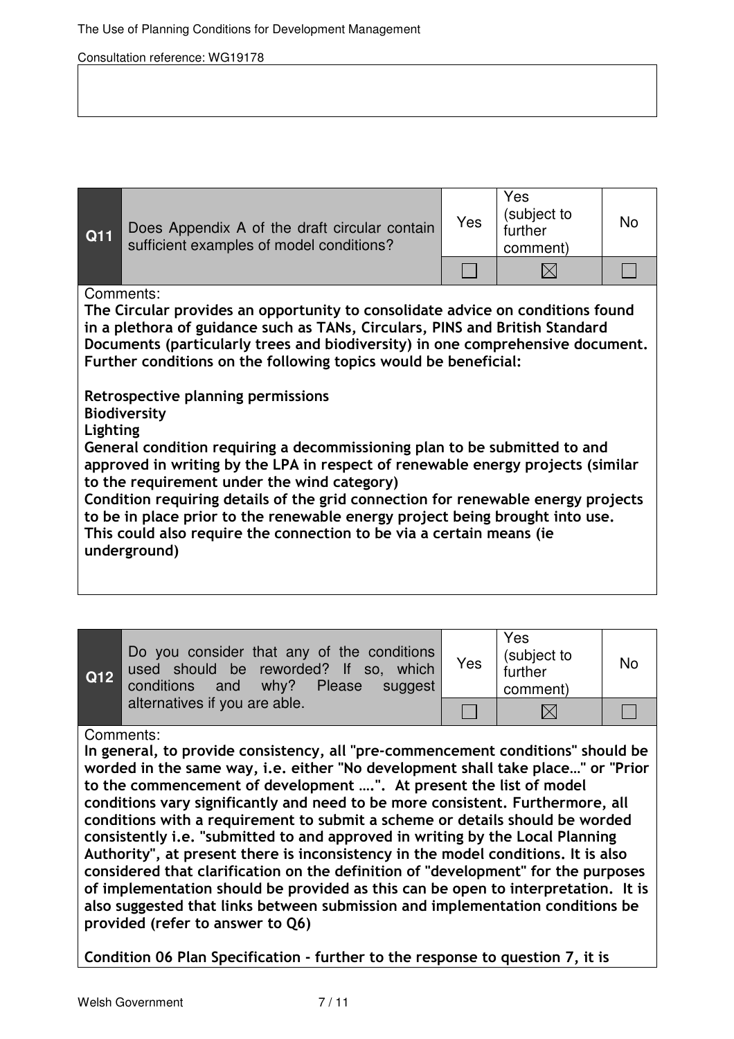| Q11 | Does Appendix A of the draft circular contain sufficient examples of model conditions? | Yes | Yes (subject to further comment) | No |
|---|---|---|---|---|
| | | ☐ | ☒ | ☐ |

Comments:

**The Circular provides an opportunity to consolidate advice on conditions found in a plethora of guidance such as TANs, Circulars, PINS and British Standard Documents (particularly trees and biodiversity) in one comprehensive document. Further conditions on the following topics would be beneficial:**

**Retrospective planning permissions**
**Biodiversity**
**Lighting**
**General condition requiring a decommissioning plan to be submitted to and approved in writing by the LPA in respect of renewable energy projects (similar to the requirement under the wind category)**
**Condition requiring details of the grid connection for renewable energy projects to be in place prior to the renewable energy project being brought into use. This could also require the connection to be via a certain means (ie underground)**

| Q12 | Do you consider that any of the conditions used should be reworded? If so, which conditions and why? Please suggest alternatives if you are able. | Yes | Yes (subject to further comment) | No |
|---|---|---|---|---|
| | | ☐ | ☒ | ☐ |

Comments:

**In general, to provide consistency, all "pre-commencement conditions" should be worded in the same way, i.e. either "No development shall take place…" or "Prior to the commencement of development ….". At present the list of model conditions vary significantly and need to be more consistent. Furthermore, all conditions with a requirement to submit a scheme or details should be worded consistently i.e. "submitted to and approved in writing by the Local Planning Authority", at present there is inconsistency in the model conditions. It is also considered that clarification on the definition of "development" for the purposes of implementation should be provided as this can be open to interpretation. It is also suggested that links between submission and implementation conditions be provided (refer to answer to Q6)**

**Condition 06 Plan Specification - further to the response to question 7, it is**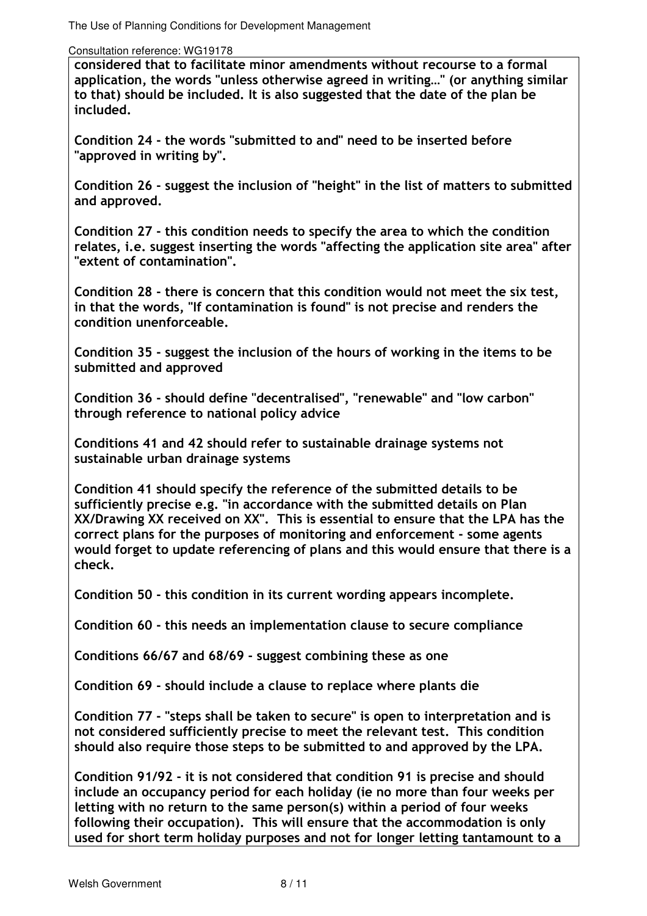**considered that to facilitate minor amendments without recourse to a formal application, the words "unless otherwise agreed in writing…" (or anything similar to that) should be included. It is also suggested that the date of the plan be included.**

**Condition 24 - the words "submitted to and" need to be inserted before "approved in writing by".**

**Condition 26 - suggest the inclusion of "height" in the list of matters to submitted and approved.**

**Condition 27 - this condition needs to specify the area to which the condition relates, i.e. suggest inserting the words "affecting the application site area" after "extent of contamination".**

**Condition 28 - there is concern that this condition would not meet the six test, in that the words, "If contamination is found" is not precise and renders the condition unenforceable.**

**Condition 35 - suggest the inclusion of the hours of working in the items to be submitted and approved**

**Condition 36 - should define "decentralised", "renewable" and "low carbon" through reference to national policy advice**

**Conditions 41 and 42 should refer to sustainable drainage systems not sustainable urban drainage systems**

**Condition 41 should specify the reference of the submitted details to be sufficiently precise e.g. "in accordance with the submitted details on Plan XX/Drawing XX received on XX". This is essential to ensure that the LPA has the correct plans for the purposes of monitoring and enforcement - some agents would forget to update referencing of plans and this would ensure that there is a check.**

**Condition 50 - this condition in its current wording appears incomplete.**

**Condition 60 - this needs an implementation clause to secure compliance**

**Conditions 66/67 and 68/69 - suggest combining these as one**

**Condition 69 - should include a clause to replace where plants die**

**Condition 77 - "steps shall be taken to secure" is open to interpretation and is not considered sufficiently precise to meet the relevant test. This condition should also require those steps to be submitted to and approved by the LPA.**

**Condition 91/92 - it is not considered that condition 91 is precise and should include an occupancy period for each holiday (ie no more than four weeks per letting with no return to the same person(s) within a period of four weeks following their occupation). This will ensure that the accommodation is only used for short term holiday purposes and not for longer letting tantamount to a**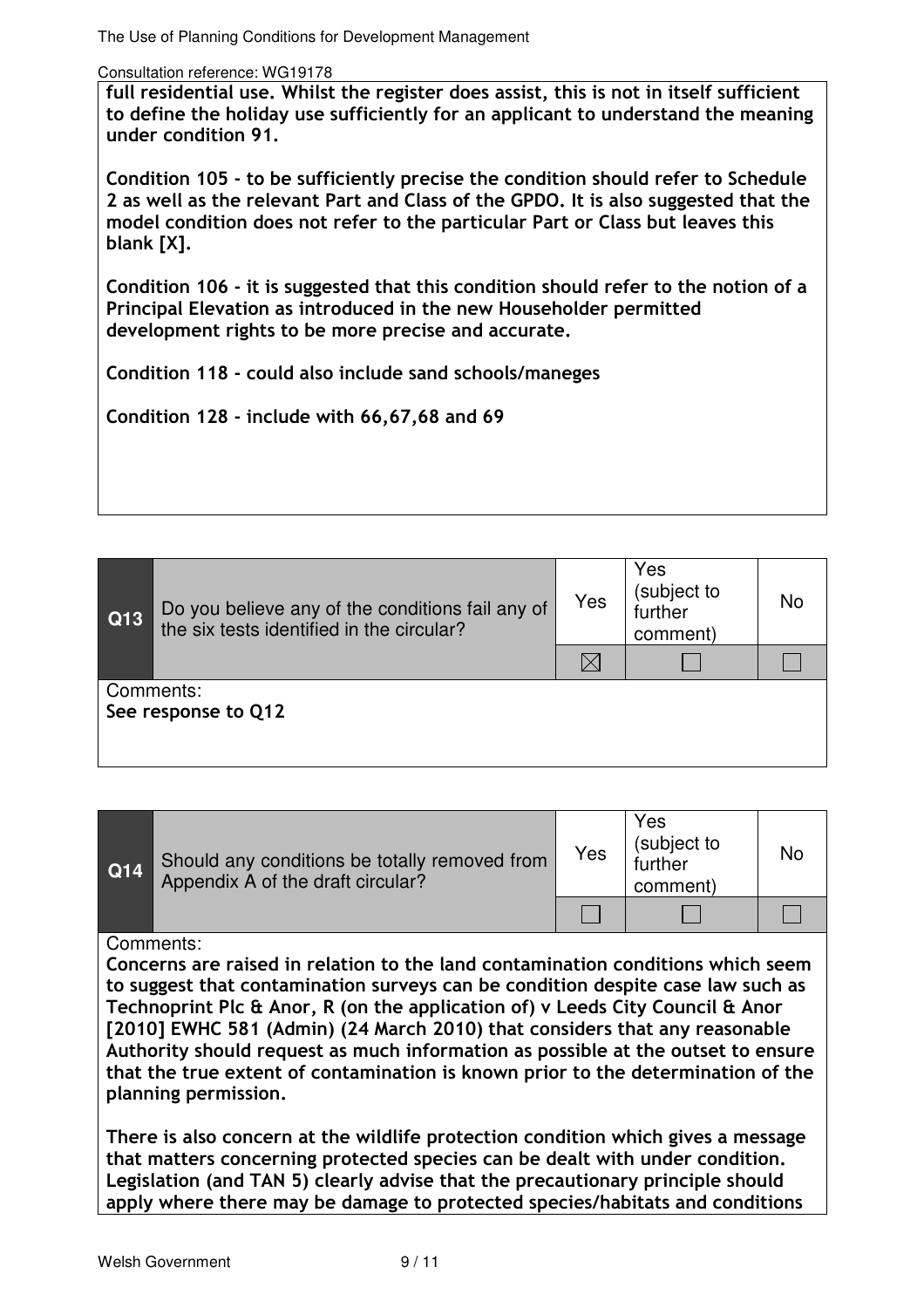**full residential use. Whilst the register does assist, this is not in itself sufficient to define the holiday use sufficiently for an applicant to understand the meaning under condition 91.**

**Condition 105 - to be sufficiently precise the condition should refer to Schedule 2 as well as the relevant Part and Class of the GPDO. It is also suggested that the model condition does not refer to the particular Part or Class but leaves this blank [X].**

**Condition 106 - it is suggested that this condition should refer to the notion of a Principal Elevation as introduced in the new Householder permitted development rights to be more precise and accurate.**

**Condition 118 - could also include sand schools/maneges**

**Condition 128 - include with 66,67,68 and 69**

| Q13 | Do you believe any of the conditions fail any of the six tests identified in the circular? | Yes | Yes (subject to further comment) | No |
|---|---|---|---|---|
| | | ☒ | ☐ | ☐ |

Comments:
**See response to Q12**

| Q14 | Should any conditions be totally removed from Appendix A of the draft circular? | Yes | Yes (subject to further comment) | No |
|---|---|---|---|---|
| | | ☐ | ☐ | ☐ |

Comments:
**Concerns are raised in relation to the land contamination conditions which seem to suggest that contamination surveys can be condition despite case law such as Technoprint Plc & Anor, R (on the application of) v Leeds City Council & Anor [2010] EWHC 581 (Admin) (24 March 2010) that considers that any reasonable Authority should request as much information as possible at the outset to ensure that the true extent of contamination is known prior to the determination of the planning permission.**

**There is also concern at the wildlife protection condition which gives a message that matters concerning protected species can be dealt with under condition. Legislation (and TAN 5) clearly advise that the precautionary principle should apply where there may be damage to protected species/habitats and conditions**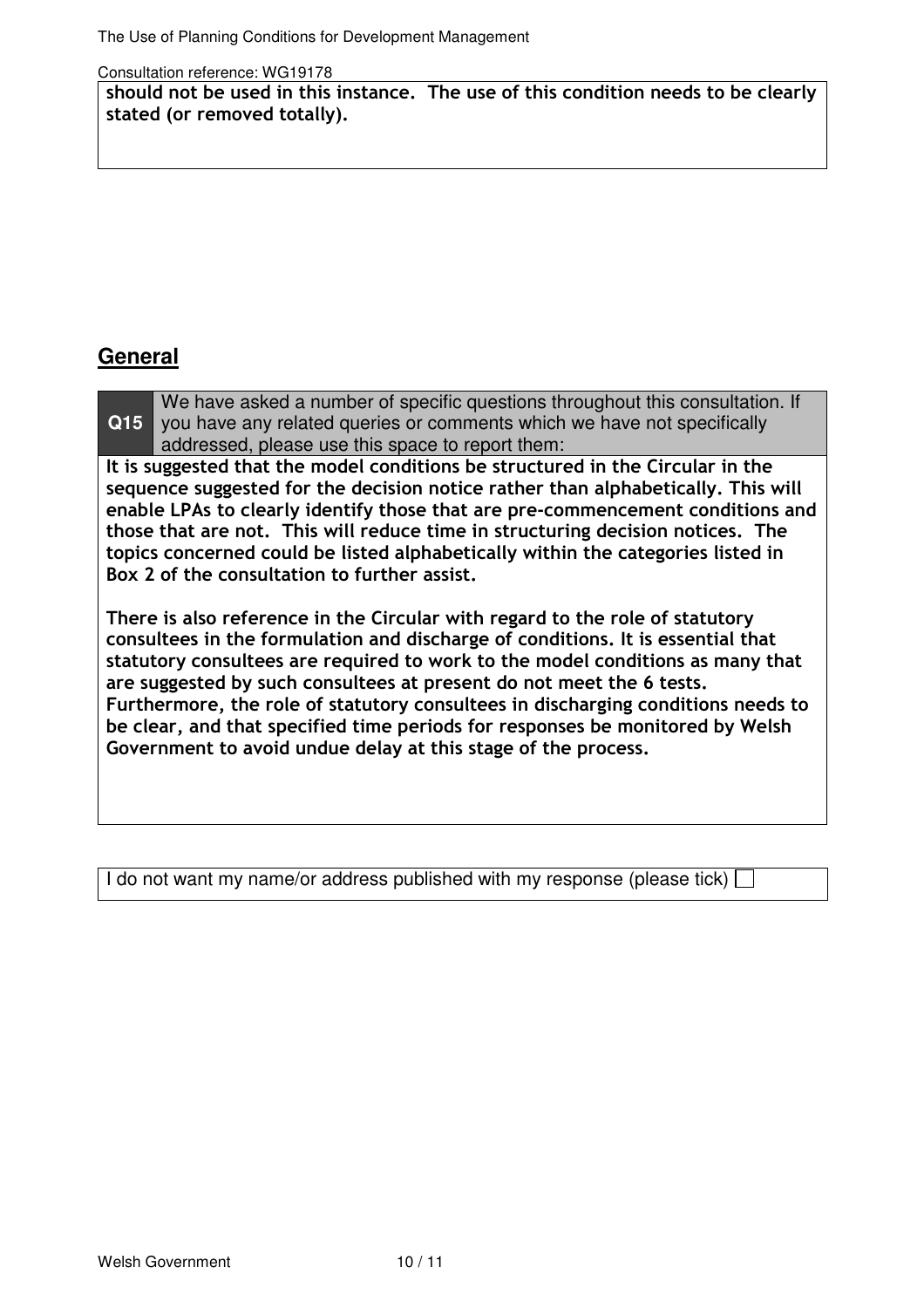**should not be used in this instance. The use of this condition needs to be clearly stated (or removed totally).**

## General

| Q15 | We have asked a number of specific questions throughout this consultation. If you have any related queries or comments which we have not specifically addressed, please use this space to report them: |
|---|---|

**It is suggested that the model conditions be structured in the Circular in the sequence suggested for the decision notice rather than alphabetically. This will enable LPAs to clearly identify those that are pre-commencement conditions and those that are not. This will reduce time in structuring decision notices. The topics concerned could be listed alphabetically within the categories listed in Box 2 of the consultation to further assist.**

**There is also reference in the Circular with regard to the role of statutory consultees in the formulation and discharge of conditions. It is essential that statutory consultees are required to work to the model conditions as many that are suggested by such consultees at present do not meet the 6 tests. Furthermore, the role of statutory consultees in discharging conditions needs to be clear, and that specified time periods for responses be monitored by Welsh Government to avoid undue delay at this stage of the process.**

I do not want my name/or address published with my response (please tick) ☐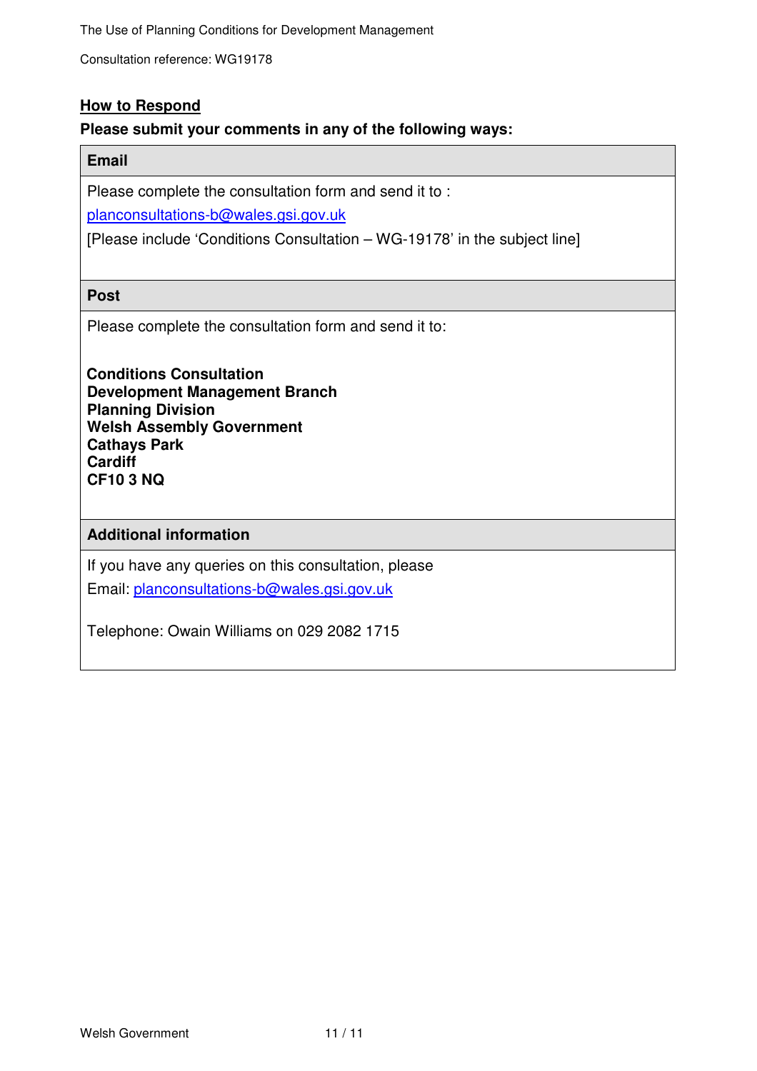## How to Respond

**Please submit your comments in any of the following ways:**

| **Email** |
| --- |
| Please complete the consultation form and send it to :<br>planconsultations-b@wales.gsi.gov.uk<br>[Please include 'Conditions Consultation – WG-19178' in the subject line] |
| **Post** |
| Please complete the consultation form and send it to:<br><br>**Conditions Consultation**<br>**Development Management Branch**<br>**Planning Division**<br>**Welsh Assembly Government**<br>**Cathays Park**<br>**Cardiff**<br>**CF10 3 NQ** |
| **Additional information** |
| If you have any queries on this consultation, please<br>Email: planconsultations-b@wales.gsi.gov.uk<br><br>Telephone: Owain Williams on 029 2082 1715 |